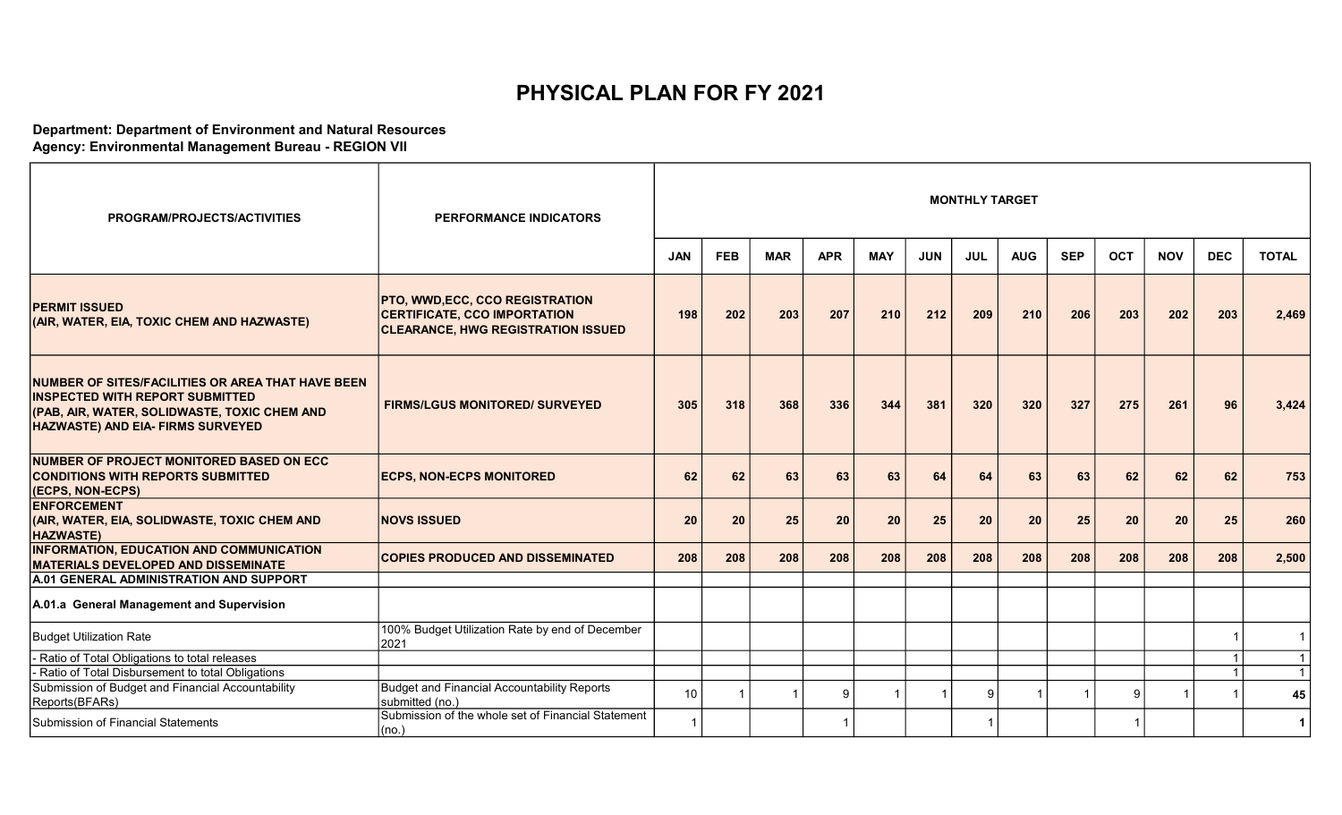# PHYSICAL PLAN FOR FY 2021

**Department: Department of Environment and Natural Resources**
**Agency: Environmental Management Bureau - REGION VII**

| PROGRAM/PROJECTS/ACTIVITIES | PERFORMANCE INDICATORS | MONTHLY TARGET | | | | | | | | | | | | |
|---|---|---|---|---|---|---|---|---|---|---|---|---|---|---|
| | | JAN | FEB | MAR | APR | MAY | JUN | JUL | AUG | SEP | OCT | NOV | DEC | TOTAL |
| **PERMIT ISSUED (AIR, WATER, EIA, TOXIC CHEM AND HAZWASTE)** | **PTO, WWD,ECC, CCO REGISTRATION CERTIFICATE, CCO IMPORTATION CLEARANCE, HWG REGISTRATION ISSUED** | **198** | **202** | **203** | **207** | **210** | **212** | **209** | **210** | **206** | **203** | **202** | **203** | **2,469** |
| **NUMBER OF SITES/FACILITIES OR AREA THAT HAVE BEEN INSPECTED WITH REPORT SUBMITTED (PAB, AIR, WATER, SOLIDWASTE, TOXIC CHEM AND HAZWASTE) AND EIA- FIRMS SURVEYED** | **FIRMS/LGUS MONITORED/ SURVEYED** | **305** | **318** | **368** | **336** | **344** | **381** | **320** | **320** | **327** | **275** | **261** | **96** | **3,424** |
| **NUMBER OF PROJECT MONITORED BASED ON ECC CONDITIONS WITH REPORTS SUBMITTED (ECPS, NON-ECPS)** | **ECPS, NON-ECPS MONITORED** | **62** | **62** | **63** | **63** | **63** | **64** | **64** | **63** | **63** | **62** | **62** | **62** | **753** |
| **ENFORCEMENT (AIR, WATER, EIA, SOLIDWASTE, TOXIC CHEM AND HAZWASTE)** | **NOVS ISSUED** | **20** | **20** | **25** | **20** | **20** | **25** | **20** | **20** | **25** | **20** | **20** | **25** | **260** |
| **INFORMATION, EDUCATION AND COMMUNICATION MATERIALS DEVELOPED AND DISSEMINATE** | **COPIES PRODUCED AND DISSEMINATED** | **208** | **208** | **208** | **208** | **208** | **208** | **208** | **208** | **208** | **208** | **208** | **208** | **2,500** |
| **A.01 GENERAL ADMINISTRATION AND SUPPORT** | | | | | | | | | | | | | | |
| **A.01.a General Management and Supervision** | | | | | | | | | | | | | | |
| Budget Utilization Rate | 100% Budget Utilization Rate by end of December 2021 | | | | | | | | | | | | 1 | 1 |
| - Ratio of Total Obligations to total releases | | | | | | | | | | | | | 1 | 1 |
| - Ratio of Total Disbursement to total Obligations | | | | | | | | | | | | | 1 | 1 |
| Submission of Budget and Financial Accountability Reports(BFARs) | Budget and Financial Accountability Reports submitted (no.) | 10 | 1 | 1 | 9 | 1 | 1 | 9 | 1 | 1 | 9 | 1 | 1 | **45** |
| Submission of Financial Statements | Submission of the whole set of Financial Statement (no.) | 1 | | | 1 | | | 1 | | | 1 | | | **1** |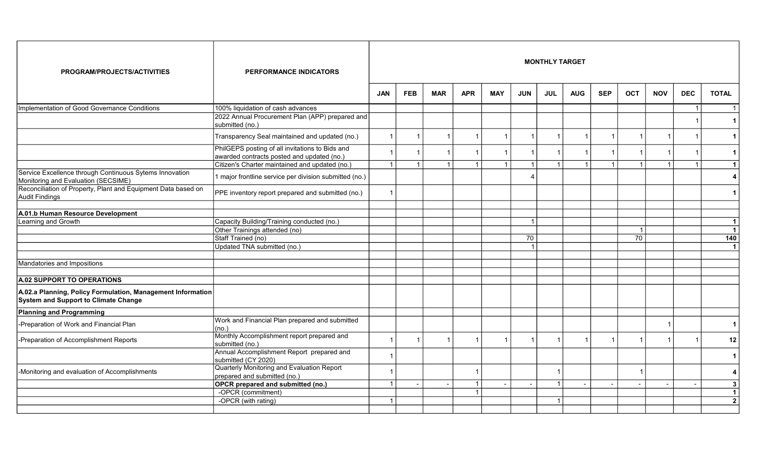| PROGRAM/PROJECTS/ACTIVITIES | PERFORMANCE INDICATORS | MONTHLY TARGET | | | | | | | | | | | | |
|---|---|---|---|---|---|---|---|---|---|---|---|---|---|---|
| | | JAN | FEB | MAR | APR | MAY | JUN | JUL | AUG | SEP | OCT | NOV | DEC | TOTAL |
| Implementation of Good Governance Conditions | 100% liquidation of cash advances | | | | | | | | | | | | 1 | 1 |
| | 2022 Annual Procurement Plan (APP) prepared and submitted (no.) | | | | | | | | | | | | 1 | **1** |
| | Transparency Seal maintained and updated (no.) | 1 | 1 | 1 | 1 | 1 | 1 | 1 | 1 | 1 | 1 | 1 | 1 | **1** |
| | PhilGEPS posting of all invitations to Bids and awarded contracts posted and updated (no.) | 1 | 1 | 1 | 1 | 1 | 1 | 1 | 1 | 1 | 1 | 1 | 1 | **1** |
| | Citizen's Charter maintained and updated (no.) | 1 | 1 | 1 | 1 | 1 | 1 | 1 | 1 | 1 | 1 | 1 | 1 | **1** |
| Service Excellence through Continuous Sytems Innovation Monitoring and Evaluation (SECSIME) | 1 major frontline service per division submitted (no.) | | | | | | 4 | | | | | | | **4** |
| Reconciliation of Property, Plant and Equipment Data based on Audit Findings | PPE inventory report prepared and submitted (no.) | 1 | | | | | | | | | | | | **1** |
| | | | | | | | | | | | | | | |
| **A.01.b Human Resource Development** | | | | | | | | | | | | | | |
| Learning and Growth | Capacity Building/Training conducted (no.) | | | | | | 1 | | | | | | | **1** |
| | Other Trainings attended (no) | | | | | | | | | | 1 | | | **1** |
| | Staff Trained (no) | | | | | | 70 | | | | 70 | | | **140** |
| | Updated TNA submitted (no.) | | | | | | 1 | | | | | | | **1** |
| | | | | | | | | | | | | | | |
| Mandatories and Impositions | | | | | | | | | | | | | | |
| | | | | | | | | | | | | | | |
| **A.02 SUPPORT TO OPERATIONS** | | | | | | | | | | | | | | |
| **A.02.a Planning, Policy Formulation, Management Information System and Support to Climate Change** | | | | | | | | | | | | | | |
| **Planning and Programming** | | | | | | | | | | | | | | |
| -Preparation of Work and Financial Plan | Work and Financial Plan prepared and submitted (no.) | | | | | | | | | | | 1 | | **1** |
| -Preparation of Accomplishment Reports | Monthly Accomplishment report prepared and submitted (no.) | 1 | 1 | 1 | 1 | 1 | 1 | 1 | 1 | 1 | 1 | 1 | 1 | **12** |
| | Annual Accomplishment Report prepared and submitted (CY 2020) | 1 | | | | | | | | | | | | **1** |
| -Monitoring and evaluation of Accomplishments | Quarterly Monitoring and Evaluation Report prepared and submitted (no.) | 1 | | | 1 | | | 1 | | | 1 | | | **4** |
| | **OPCR prepared and submitted (no.)** | 1 | - | - | 1 | - | - | 1 | - | - | - | - | - | **3** |
| | -OPCR (commitment) | | | | 1 | | | | | | | | | **1** |
| | -OPCR (with rating) | 1 | | | | | | 1 | | | | | | **2** |
| | | | | | | | | | | | | | | |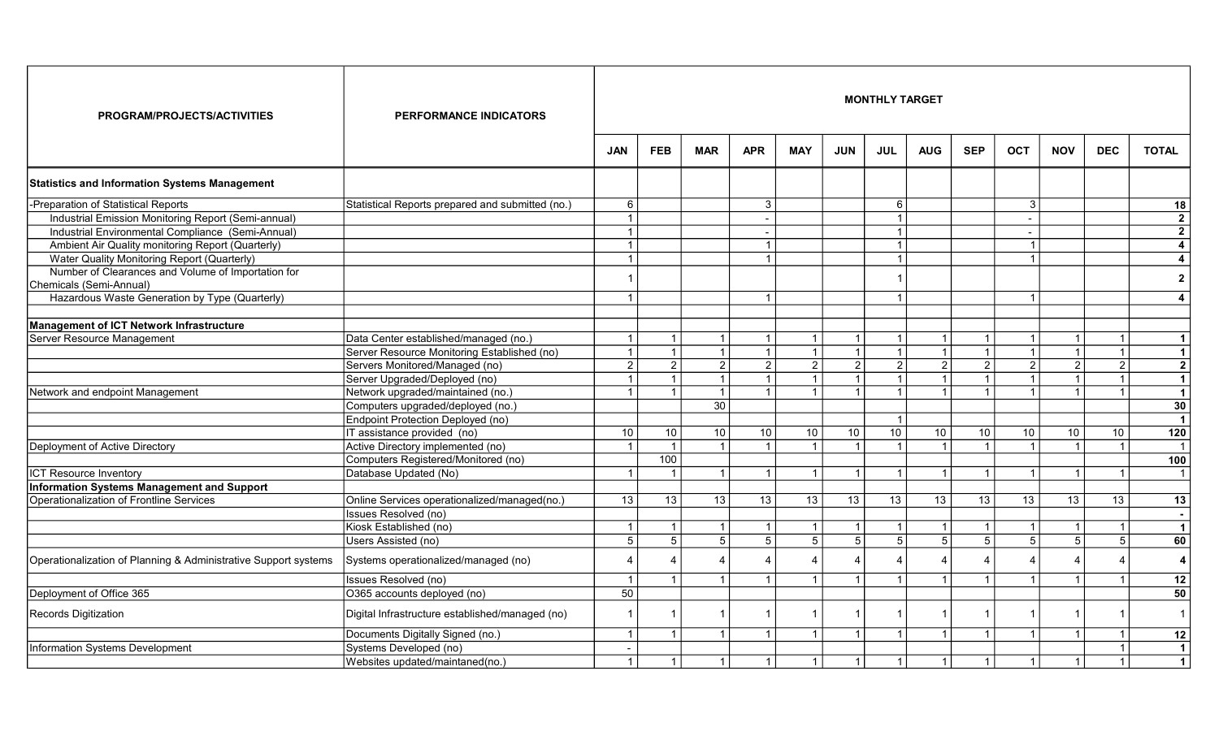| PROGRAM/PROJECTS/ACTIVITIES | PERFORMANCE INDICATORS | MONTHLY TARGET | | | | | | | | | | | | |
|---|---|---|---|---|---|---|---|---|---|---|---|---|---|---|
| | | JAN | FEB | MAR | APR | MAY | JUN | JUL | AUG | SEP | OCT | NOV | DEC | TOTAL |
| **Statistics and Information Systems Management** | | | | | | | | | | | | | | |
| -Preparation of Statistical Reports | Statistical Reports prepared and submitted (no.) | 6 | | | 3 | | | 6 | | | 3 | | | **18** |
| Industrial Emission Monitoring Report (Semi-annual) | | 1 | | | - | | | 1 | | | - | | | **2** |
| Industrial Environmental Compliance (Semi-Annual) | | 1 | | | - | | | 1 | | | - | | | **2** |
| Ambient Air Quality monitoring Report (Quarterly) | | 1 | | | 1 | | | 1 | | | 1 | | | **4** |
| Water Quality Monitoring Report (Quarterly) | | 1 | | | 1 | | | 1 | | | 1 | | | **4** |
| Number of Clearances and Volume of Importation for Chemicals (Semi-Annual) | | 1 | | | | | | 1 | | | | | | **2** |
| Hazardous Waste Generation by Type (Quarterly) | | 1 | | | 1 | | | 1 | | | 1 | | | **4** |
| | | | | | | | | | | | | | | |
| **Management of ICT Network Infrastructure** | | | | | | | | | | | | | | |
| Server Resource Management | Data Center established/managed (no.) | 1 | 1 | 1 | 1 | 1 | 1 | 1 | 1 | 1 | 1 | 1 | 1 | **1** |
| | Server Resource Monitoring Established (no) | 1 | 1 | 1 | 1 | 1 | 1 | 1 | 1 | 1 | 1 | 1 | 1 | **1** |
| | Servers Monitored/Managed (no) | 2 | 2 | 2 | 2 | 2 | 2 | 2 | 2 | 2 | 2 | 2 | 2 | **2** |
| | Server Upgraded/Deployed (no) | 1 | 1 | 1 | 1 | 1 | 1 | 1 | 1 | 1 | 1 | 1 | 1 | **1** |
| Network and endpoint Management | Network upgraded/maintained (no.) | 1 | 1 | 1 | 1 | 1 | 1 | 1 | 1 | 1 | 1 | 1 | 1 | **1** |
| | Computers upgraded/deployed (no.) | | | 30 | | | | | | | | | | **30** |
| | Endpoint Protection Deployed (no) | | | | | | | 1 | | | | | | **1** |
| | IT assistance provided (no) | 10 | 10 | 10 | 10 | 10 | 10 | 10 | 10 | 10 | 10 | 10 | 10 | **120** |
| Deployment of Active Directory | Active Directory implemented (no) | 1 | 1 | 1 | 1 | 1 | 1 | 1 | 1 | 1 | 1 | 1 | 1 | 1 |
| | Computers Registered/Monitored (no) | | 100 | | | | | | | | | | | **100** |
| ICT Resource Inventory | Database Updated (No) | 1 | 1 | 1 | 1 | 1 | 1 | 1 | 1 | 1 | 1 | 1 | 1 | 1 |
| **Information Systems Management and Support** | | | | | | | | | | | | | | |
| Operationalization of Frontline Services | Online Services operationalized/managed(no.) | 13 | 13 | 13 | 13 | 13 | 13 | 13 | 13 | 13 | 13 | 13 | 13 | **13** |
| | Issues Resolved (no) | | | | | | | | | | | | | **-** |
| | Kiosk Established (no) | 1 | 1 | 1 | 1 | 1 | 1 | 1 | 1 | 1 | 1 | 1 | 1 | **1** |
| | Users Assisted (no) | 5 | 5 | 5 | 5 | 5 | 5 | 5 | 5 | 5 | 5 | 5 | 5 | **60** |
| Operationalization of Planning & Administrative Support systems | Systems operationalized/managed (no) | 4 | 4 | 4 | 4 | 4 | 4 | 4 | 4 | 4 | 4 | 4 | 4 | **4** |
| | Issues Resolved (no) | 1 | 1 | 1 | 1 | 1 | 1 | 1 | 1 | 1 | 1 | 1 | 1 | **12** |
| Deployment of Office 365 | O365 accounts deployed (no) | 50 | | | | | | | | | | | | **50** |
| Records Digitization | Digital Infrastructure established/managed (no) | 1 | 1 | 1 | 1 | 1 | 1 | 1 | 1 | 1 | 1 | 1 | 1 | 1 |
| | Documents Digitally Signed (no.) | 1 | 1 | 1 | 1 | 1 | 1 | 1 | 1 | 1 | 1 | 1 | 1 | **12** |
| Information Systems Development | Systems Developed (no) | - | | | | | | | | | | | 1 | **1** |
| | Websites updated/maintaned(no.) | 1 | 1 | 1 | 1 | 1 | 1 | 1 | 1 | 1 | 1 | 1 | 1 | **1** |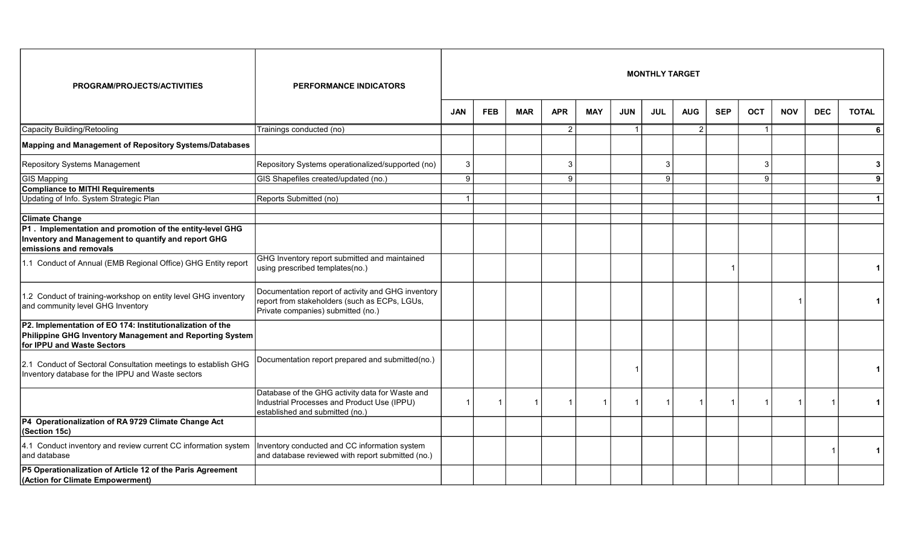| PROGRAM/PROJECTS/ACTIVITIES | PERFORMANCE INDICATORS | MONTHLY TARGET | | | | | | | | | | | | |
|---|---|---|---|---|---|---|---|---|---|---|---|---|---|---|
| | | JAN | FEB | MAR | APR | MAY | JUN | JUL | AUG | SEP | OCT | NOV | DEC | TOTAL |
| Capacity Building/Retooling | Trainings conducted (no) | | | | 2 | | 1 | | 2 | | 1 | | | 6 |
| **Mapping and Management of Repository Systems/Databases** | | | | | | | | | | | | | | |
| Repository Systems Management | Repository Systems operationalized/supported (no) | 3 | | | 3 | | | 3 | | | 3 | | | 3 |
| GIS Mapping | GIS Shapefiles created/updated (no.) | 9 | | | 9 | | | 9 | | | 9 | | | 9 |
| **Compliance to MITHI Requirements** | | | | | | | | | | | | | | |
| Updating of Info. System Strategic Plan | Reports Submitted (no) | 1 | | | | | | | | | | | | 1 |
| | | | | | | | | | | | | | | |
| **Climate Change** | | | | | | | | | | | | | | |
| **P1 . Implementation and promotion of the entity-level GHG Inventory and Management to quantify and report GHG emissions and removals** | | | | | | | | | | | | | | |
| 1.1 Conduct of Annual (EMB Regional Office) GHG Entity report | GHG Inventory report submitted and maintained using prescribed templates(no.) | | | | | | | | | 1 | | | | 1 |
| 1.2 Conduct of training-workshop on entity level GHG inventory and community level GHG Inventory | Documentation report of activity and GHG inventory report from stakeholders (such as ECPs, LGUs, Private companies) submitted (no.) | | | | | | | | | | | 1 | | 1 |
| **P2. Implementation of EO 174: Institutionalization of the Philippine GHG Inventory Management and Reporting System for IPPU and Waste Sectors** | | | | | | | | | | | | | | |
| 2.1 Conduct of Sectoral Consultation meetings to establish GHG Inventory database for the IPPU and Waste sectors | Documentation report prepared and submitted(no.) | | | | | | 1 | | | | | | | 1 |
| | Database of the GHG activity data for Waste and Industrial Processes and Product Use (IPPU) established and submitted (no.) | 1 | 1 | 1 | 1 | 1 | 1 | 1 | 1 | 1 | 1 | 1 | 1 | 1 |
| **P4 Operationalization of RA 9729 Climate Change Act (Section 15c)** | | | | | | | | | | | | | | |
| 4.1 Conduct inventory and review current CC information system and database | Inventory conducted and CC information system and database reviewed with report submitted (no.) | | | | | | | | | | | | 1 | 1 |
| **P5 Operationalization of Article 12 of the Paris Agreement (Action for Climate Empowerment)** | | | | | | | | | | | | | | |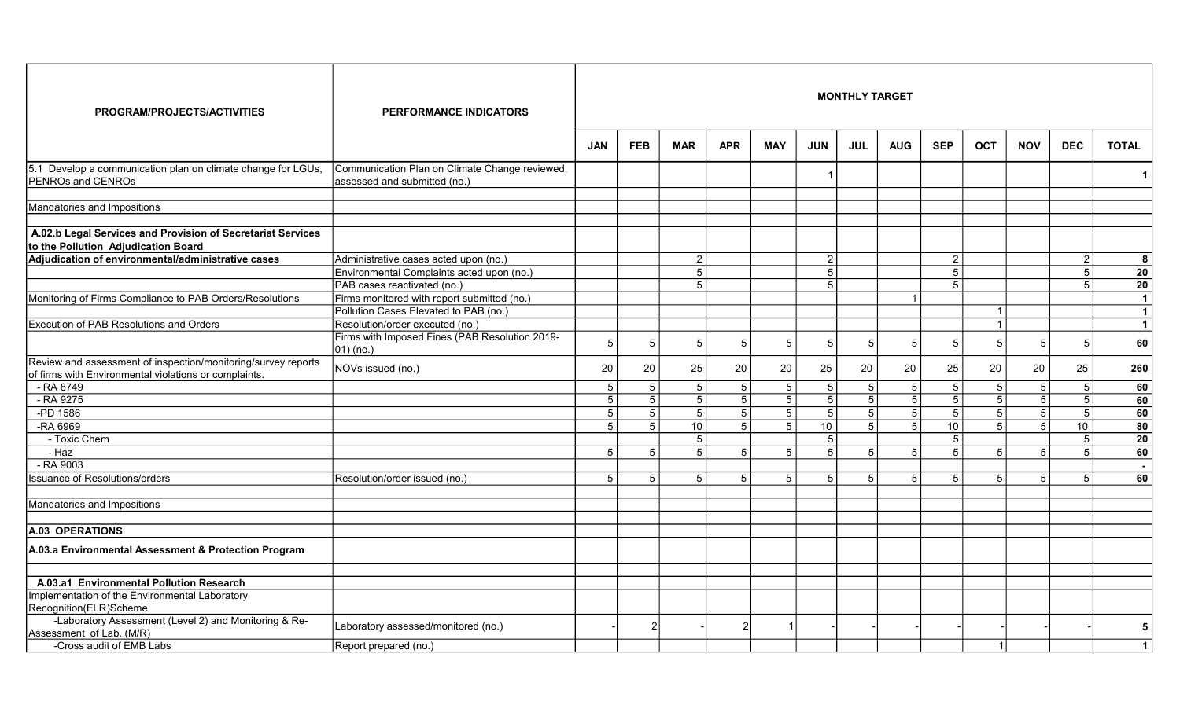| PROGRAM/PROJECTS/ACTIVITIES | PERFORMANCE INDICATORS | MONTHLY TARGET | | | | | | | | | | | | |
|---|---|---|---|---|---|---|---|---|---|---|---|---|---|---|
| | | JAN | FEB | MAR | APR | MAY | JUN | JUL | AUG | SEP | OCT | NOV | DEC | TOTAL |
| 5.1 Develop a communication plan on climate change for LGUs, PENROs and CENROs | Communication Plan on Climate Change reviewed, assessed and submitted (no.) | | | | | | 1 | | | | | | | **1** |
| | | | | | | | | | | | | | | |
| Mandatories and Impositions | | | | | | | | | | | | | | |
| | | | | | | | | | | | | | | |
| **A.02.b Legal Services and Provision of Secretariat Services to the Pollution Adjudication Board** | | | | | | | | | | | | | | |
| **Adjudication of environmental/administrative cases** | Administrative cases acted upon (no.) | | | 2 | | | 2 | | | 2 | | | 2 | **8** |
| | Environmental Complaints acted upon (no.) | | | 5 | | | 5 | | | 5 | | | 5 | **20** |
| | PAB cases reactivated (no.) | | | 5 | | | 5 | | | 5 | | | 5 | **20** |
| Monitoring of Firms Compliance to PAB Orders/Resolutions | Firms monitored with report submitted (no.) | | | | | | | | 1 | | | | | **1** |
| | Pollution Cases Elevated to PAB (no.) | | | | | | | | | | 1 | | | **1** |
| Execution of PAB Resolutions and Orders | Resolution/order executed (no.) | | | | | | | | | | 1 | | | **1** |
| | Firms with Imposed Fines (PAB Resolution 2019-01) (no.) | 5 | 5 | 5 | 5 | 5 | 5 | 5 | 5 | 5 | 5 | 5 | 5 | **60** |
| Review and assessment of inspection/monitoring/survey reports of firms with Environmental violations or complaints. | NOVs issued (no.) | 20 | 20 | 25 | 20 | 20 | 25 | 20 | 20 | 25 | 20 | 20 | 25 | **260** |
| - RA 8749 | | 5 | 5 | 5 | 5 | 5 | 5 | 5 | 5 | 5 | 5 | 5 | 5 | **60** |
| - RA 9275 | | 5 | 5 | 5 | 5 | 5 | 5 | 5 | 5 | 5 | 5 | 5 | 5 | **60** |
| -PD 1586 | | 5 | 5 | 5 | 5 | 5 | 5 | 5 | 5 | 5 | 5 | 5 | 5 | **60** |
| -RA 6969 | | 5 | 5 | 10 | 5 | 5 | 10 | 5 | 5 | 10 | 5 | 5 | 10 | **80** |
| - Toxic Chem | | | | 5 | | | 5 | | | 5 | | | 5 | **20** |
| - Haz | | 5 | 5 | 5 | 5 | 5 | 5 | 5 | 5 | 5 | 5 | 5 | 5 | **60** |
| - RA 9003 | | | | | | | | | | | | | | **-** |
| Issuance of Resolutions/orders | Resolution/order issued (no.) | 5 | 5 | 5 | 5 | 5 | 5 | 5 | 5 | 5 | 5 | 5 | 5 | **60** |
| | | | | | | | | | | | | | | |
| Mandatories and Impositions | | | | | | | | | | | | | | |
| | | | | | | | | | | | | | | |
| **A.03 OPERATIONS** | | | | | | | | | | | | | | |
| **A.03.a Environmental Assessment & Protection Program** | | | | | | | | | | | | | | |
| | | | | | | | | | | | | | | |
| **A.03.a1 Environmental Pollution Research** | | | | | | | | | | | | | | |
| Implementation of the Environmental Laboratory Recognition(ELR)Scheme | | | | | | | | | | | | | | |
| -Laboratory Assessment (Level 2) and Monitoring & Re-Assessment of Lab. (M/R) | Laboratory assessed/monitored (no.) | - | 2 | - | 2 | 1 | - | - | - | - | - | - | - | **5** |
| -Cross audit of EMB Labs | Report prepared (no.) | | | | | | | | | | 1 | | | **1** |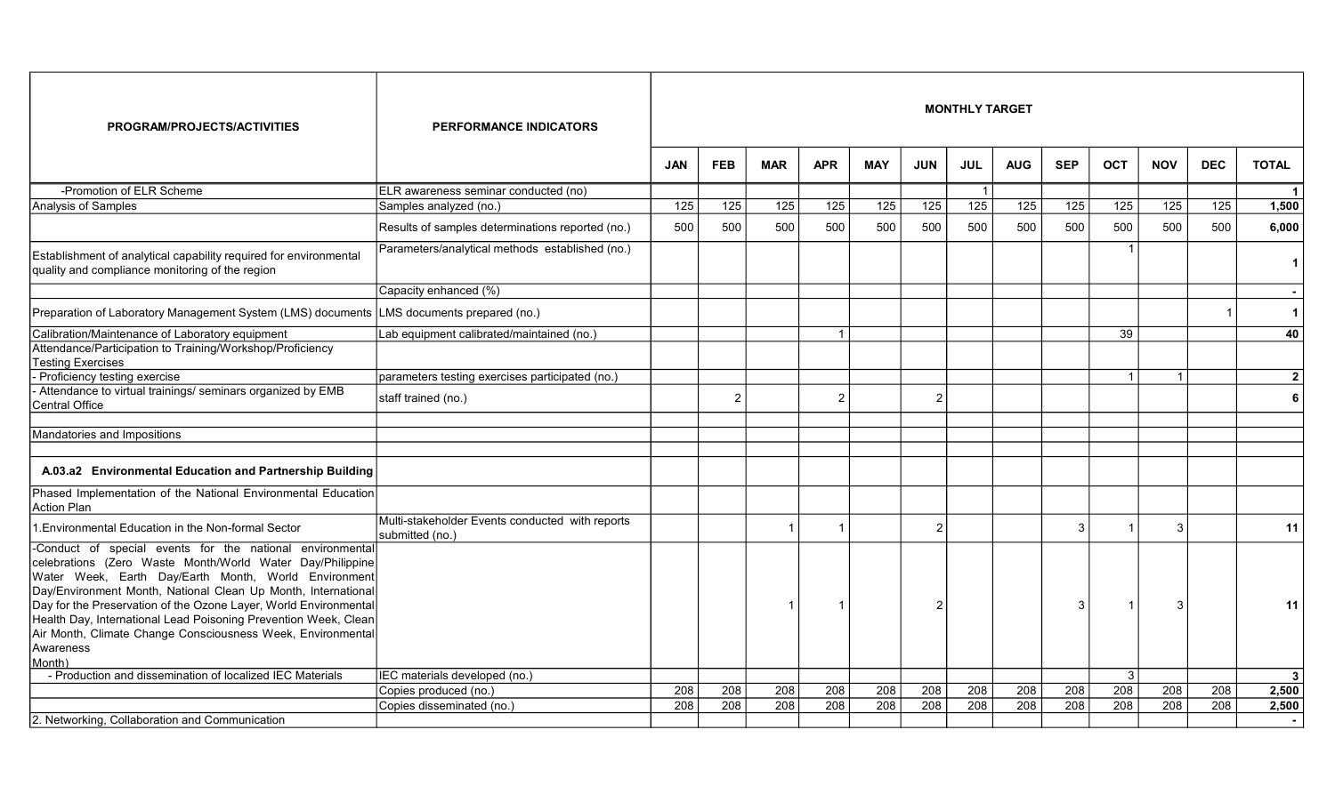| PROGRAM/PROJECTS/ACTIVITIES | PERFORMANCE INDICATORS | MONTHLY TARGET | | | | | | | | | | | | |
|---|---|---|---|---|---|---|---|---|---|---|---|---|---|---|
| | | JAN | FEB | MAR | APR | MAY | JUN | JUL | AUG | SEP | OCT | NOV | DEC | TOTAL |
| -Promotion of ELR Scheme | ELR awareness seminar conducted (no) | | | | | | | 1 | | | | | | **1** |
| Analysis of Samples | Samples analyzed (no.) | 125 | 125 | 125 | 125 | 125 | 125 | 125 | 125 | 125 | 125 | 125 | 125 | **1,500** |
| | Results of samples determinations reported (no.) | 500 | 500 | 500 | 500 | 500 | 500 | 500 | 500 | 500 | 500 | 500 | 500 | **6,000** |
| Establishment of analytical capability required for environmental quality and compliance monitoring of the region | Parameters/analytical methods established (no.) | | | | | | | | | | 1 | | | **1** |
| | Capacity enhanced (%) | | | | | | | | | | | | | **-** |
| Preparation of Laboratory Management System (LMS) documents | LMS documents prepared (no.) | | | | | | | | | | | | 1 | **1** |
| Calibration/Maintenance of Laboratory equipment | Lab equipment calibrated/maintained (no.) | | | | 1 | | | | | | 39 | | | **40** |
| Attendance/Participation to Training/Workshop/Proficiency Testing Exercises | | | | | | | | | | | | | | |
| - Proficiency testing exercise | parameters testing exercises participated (no.) | | | | | | | | | | 1 | 1 | | **2** |
| - Attendance to virtual trainings/ seminars organized by EMB Central Office | staff trained (no.) | | 2 | | 2 | | 2 | | | | | | | **6** |
| | | | | | | | | | | | | | | |
| Mandatories and Impositions | | | | | | | | | | | | | | |
| | | | | | | | | | | | | | | |
| **A.03.a2 Environmental Education and Partnership Building** | | | | | | | | | | | | | | |
| Phased Implementation of the National Environmental Education Action Plan | | | | | | | | | | | | | | |
| 1.Environmental Education in the Non-formal Sector | Multi-stakeholder Events conducted with reports submitted (no.) | | | 1 | 1 | | 2 | | | 3 | 1 | 3 | | **11** |
| -Conduct of special events for the national environmental celebrations (Zero Waste Month/World Water Day/Philippine Water Week, Earth Day/Earth Month, World Environment Day/Environment Month, National Clean Up Month, International Day for the Preservation of the Ozone Layer, World Environmental Health Day, International Lead Poisoning Prevention Week, Clean Air Month, Climate Change Consciousness Week, Environmental Awareness Month) | | | | 1 | 1 | | 2 | | | 3 | 1 | 3 | | **11** |
| - Production and dissemination of localized IEC Materials | IEC materials developed (no.) | | | | | | | | | | 3 | | | **3** |
| | Copies produced (no.) | 208 | 208 | 208 | 208 | 208 | 208 | 208 | 208 | 208 | 208 | 208 | 208 | **2,500** |
| | Copies disseminated (no.) | 208 | 208 | 208 | 208 | 208 | 208 | 208 | 208 | 208 | 208 | 208 | 208 | **2,500** |
| 2. Networking, Collaboration and Communication | | | | | | | | | | | | | | **-** |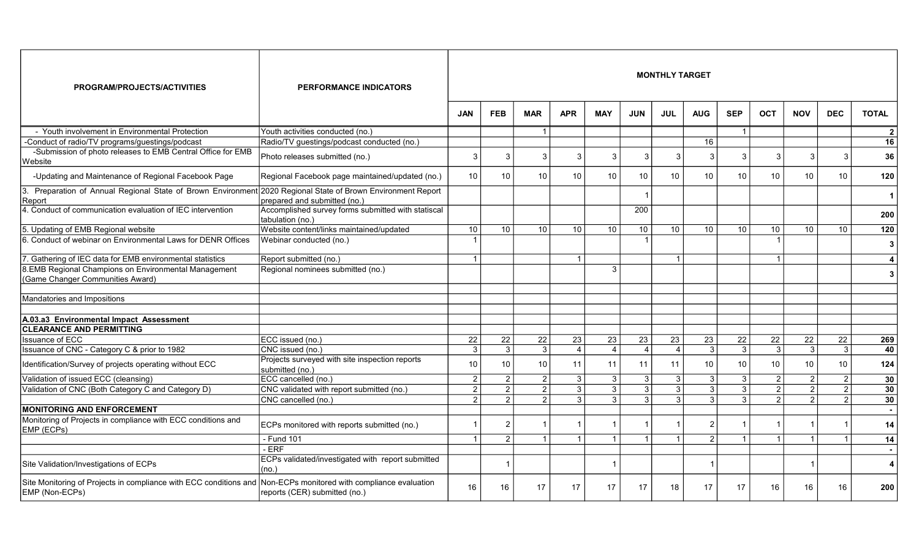| PROGRAM/PROJECTS/ACTIVITIES | PERFORMANCE INDICATORS | MONTHLY TARGET | | | | | | | | | | | | |
|---|---|---|---|---|---|---|---|---|---|---|---|---|---|---|
| | | JAN | FEB | MAR | APR | MAY | JUN | JUL | AUG | SEP | OCT | NOV | DEC | TOTAL |
| - Youth involvement in Environmental Protection | Youth activities conducted (no.) | | | 1 | | | | | | 1 | | | | **2** |
| -Conduct of radio/TV programs/guestings/podcast | Radio/TV guestings/podcast conducted (no.) | | | | | | | | 16 | | | | | **16** |
| -Submission of photo releases to EMB Central Office for EMB Website | Photo releases submitted (no.) | 3 | 3 | 3 | 3 | 3 | 3 | 3 | 3 | 3 | 3 | 3 | 3 | **36** |
| -Updating and Maintenance of Regional Facebook Page | Regional Facebook page maintained/updated (no.) | 10 | 10 | 10 | 10 | 10 | 10 | 10 | 10 | 10 | 10 | 10 | 10 | **120** |
| 3. Preparation of Annual Regional State of Brown Environment Report | 2020 Regional State of Brown Environment Report prepared and submitted (no.) | | | | | | 1 | | | | | | | **1** |
| 4. Conduct of communication evaluation of IEC intervention | Accomplished survey forms submitted with statiscal tabulation (no.) | | | | | | 200 | | | | | | | **200** |
| 5. Updating of EMB Regional website | Website content/links maintained/updated | 10 | 10 | 10 | 10 | 10 | 10 | 10 | 10 | 10 | 10 | 10 | 10 | **120** |
| 6. Conduct of webinar on Environmental Laws for DENR Offices | Webinar conducted (no.) | 1 | | | | | 1 | | | | 1 | | | **3** |
| 7. Gathering of IEC data for EMB environmental statistics | Report submitted (no.) | 1 | | | 1 | | | 1 | | | 1 | | | **4** |
| 8.EMB Regional Champions on Environmental Management (Game Changer Communities Award) | Regional nominees submitted (no.) | | | | | 3 | | | | | | | | **3** |
| | | | | | | | | | | | | | | |
| Mandatories and Impositions | | | | | | | | | | | | | | |
| | | | | | | | | | | | | | | |
| **A.03.a3 Environmental Impact Assessment** | | | | | | | | | | | | | | |
| **CLEARANCE AND PERMITTING** | | | | | | | | | | | | | | |
| Issuance of ECC | ECC issued (no.) | 22 | 22 | 22 | 23 | 23 | 23 | 23 | 23 | 22 | 22 | 22 | 22 | **269** |
| Issuance of CNC - Category C & prior to 1982 | CNC issued (no.) | 3 | 3 | 3 | 4 | 4 | 4 | 4 | 3 | 3 | 3 | 3 | 3 | **40** |
| Identification/Survey of projects operating without ECC | Projects surveyed with site inspection reports submitted (no.) | 10 | 10 | 10 | 11 | 11 | 11 | 11 | 10 | 10 | 10 | 10 | 10 | **124** |
| Validation of issued ECC (cleansing) | ECC cancelled (no.) | 2 | 2 | 2 | 3 | 3 | 3 | 3 | 3 | 3 | 2 | 2 | 2 | **30** |
| Validation of CNC (Both Category C and Category D) | CNC validated with report submitted (no.) | 2 | 2 | 2 | 3 | 3 | 3 | 3 | 3 | 3 | 2 | 2 | 2 | **30** |
| | CNC cancelled (no.) | 2 | 2 | 2 | 3 | 3 | 3 | 3 | 3 | 3 | 2 | 2 | 2 | **30** |
| **MONITORING AND ENFORCEMENT** | | | | | | | | | | | | | | **-** |
| Monitoring of Projects in compliance with ECC conditions and EMP (ECPs) | ECPs monitored with reports submitted (no.) | 1 | 2 | 1 | 1 | 1 | 1 | 1 | 2 | 1 | 1 | 1 | 1 | **14** |
| | - Fund 101 | 1 | 2 | 1 | 1 | 1 | 1 | 1 | 2 | 1 | 1 | 1 | 1 | **14** |
| | - ERF | | | | | | | | | | | | | **-** |
| Site Validation/Investigations of ECPs | ECPs validated/investigated with report submitted (no.) | | 1 | | | 1 | | | 1 | | | 1 | | **4** |
| Site Monitoring of Projects in compliance with ECC conditions and EMP (Non-ECPs) | Non-ECPs monitored with compliance evaluation reports (CER) submitted (no.) | 16 | 16 | 17 | 17 | 17 | 17 | 18 | 17 | 17 | 16 | 16 | 16 | **200** |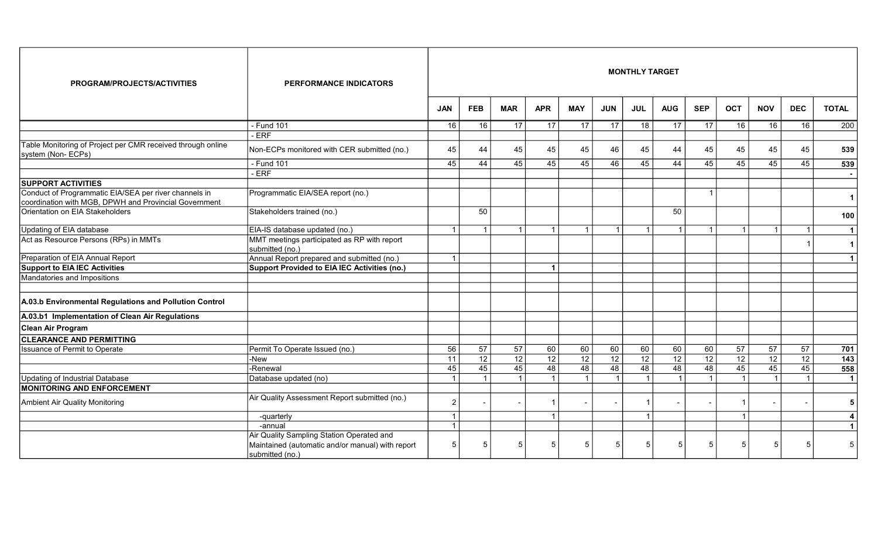| PROGRAM/PROJECTS/ACTIVITIES | PERFORMANCE INDICATORS | MONTHLY TARGET | | | | | | | | | | | | |
|---|---|---|---|---|---|---|---|---|---|---|---|---|---|---|
| | | JAN | FEB | MAR | APR | MAY | JUN | JUL | AUG | SEP | OCT | NOV | DEC | TOTAL |
| | - Fund 101 | 16 | 16 | 17 | 17 | 17 | 17 | 18 | 17 | 17 | 16 | 16 | 16 | 200 |
| | - ERF | | | | | | | | | | | | | |
| Table Monitoring of Project per CMR received through online system (Non- ECPs) | Non-ECPs monitored with CER submitted (no.) | 45 | 44 | 45 | 45 | 45 | 46 | 45 | 44 | 45 | 45 | 45 | 45 | **539** |
| | - Fund 101 | 45 | 44 | 45 | 45 | 45 | 46 | 45 | 44 | 45 | 45 | 45 | 45 | **539** |
| | - ERF | | | | | | | | | | | | | **-** |
| **SUPPORT ACTIVITIES** | | | | | | | | | | | | | | |
| Conduct of Programmatic EIA/SEA per river channels in coordination with MGB, DPWH and Provincial Government | Programmatic EIA/SEA report (no.) | | | | | | | | | 1 | | | | **1** |
| Orientation on EIA Stakeholders | Stakeholders trained (no.) | | 50 | | | | | | 50 | | | | | **100** |
| Updating of EIA database | EIA-IS database updated (no.) | 1 | 1 | 1 | 1 | 1 | 1 | 1 | 1 | 1 | 1 | 1 | 1 | **1** |
| Act as Resource Persons (RPs) in MMTs | MMT meetings participated as RP with report submitted (no.) | | | | | | | | | | | | 1 | **1** |
| Preparation of EIA Annual Report | Annual Report prepared and submitted (no.) | 1 | | | | | | | | | | | | **1** |
| **Support to EIA IEC Activities** | **Support Provided to EIA IEC Activities (no.)** | | | | **1** | | | | | | | | | |
| Mandatories and Impositions | | | | | | | | | | | | | | |
| | | | | | | | | | | | | | | |
| **A.03.b Environmental Regulations and Pollution Control** | | | | | | | | | | | | | | |
| **A.03.b1 Implementation of Clean Air Regulations** | | | | | | | | | | | | | | |
| **Clean Air Program** | | | | | | | | | | | | | | |
| **CLEARANCE AND PERMITTING** | | | | | | | | | | | | | | |
| Issuance of Permit to Operate | Permit To Operate Issued (no.) | 56 | 57 | 57 | 60 | 60 | 60 | 60 | 60 | 60 | 57 | 57 | 57 | **701** |
| | -New | 11 | 12 | 12 | 12 | 12 | 12 | 12 | 12 | 12 | 12 | 12 | 12 | **143** |
| | -Renewal | 45 | 45 | 45 | 48 | 48 | 48 | 48 | 48 | 48 | 45 | 45 | 45 | **558** |
| Updating of Industrial Database | Database updated (no) | 1 | 1 | 1 | 1 | 1 | 1 | 1 | 1 | 1 | 1 | 1 | 1 | **1** |
| **MONITORING AND ENFORCEMENT** | | | | | | | | | | | | | | |
| Ambient Air Quality Monitoring | Air Quality Assessment Report submitted (no.) | 2 | - | - | 1 | - | - | 1 | - | - | 1 | - | - | **5** |
| | -quarterly | 1 | | | 1 | | | 1 | | | 1 | | | **4** |
| | -annual | 1 | | | | | | | | | | | | **1** |
| | Air Quality Sampling Station Operated and Maintained (automatic and/or manual) with report submitted (no.) | 5 | 5 | 5 | 5 | 5 | 5 | 5 | 5 | 5 | 5 | 5 | 5 | 5 |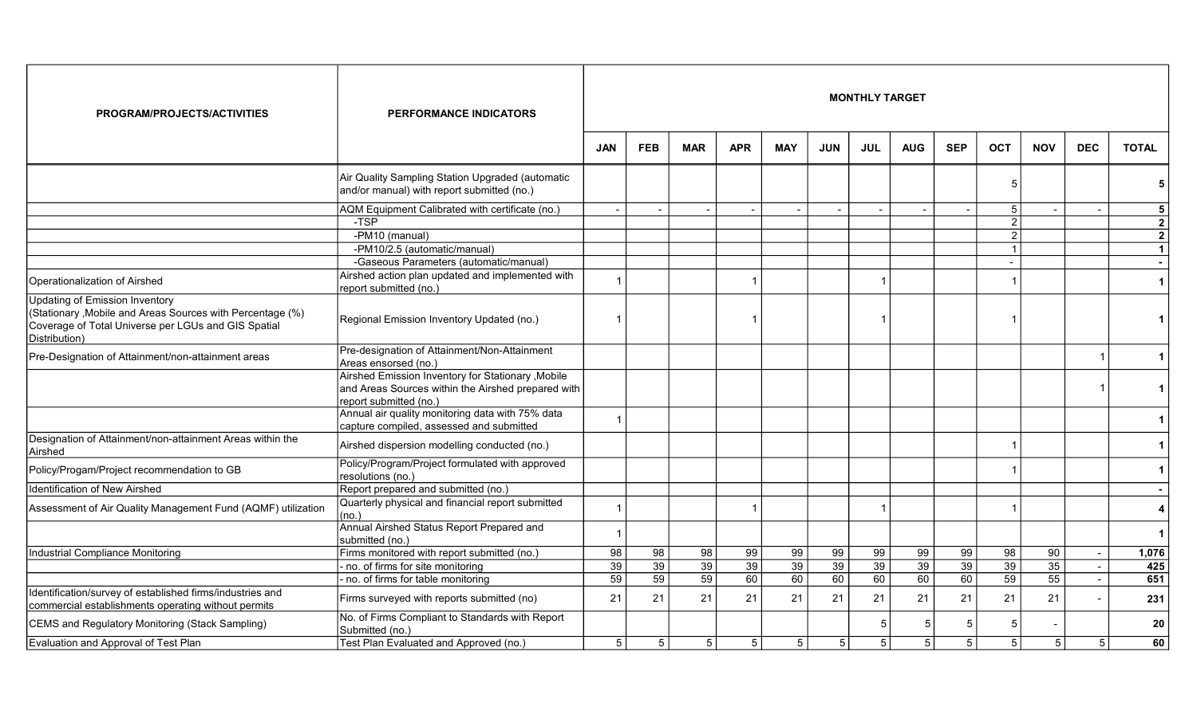| PROGRAM/PROJECTS/ACTIVITIES | PERFORMANCE INDICATORS | MONTHLY TARGET | | | | | | | | | | | | |
|---|---|---|---|---|---|---|---|---|---|---|---|---|---|---|
| | | JAN | FEB | MAR | APR | MAY | JUN | JUL | AUG | SEP | OCT | NOV | DEC | TOTAL |
| | Air Quality Sampling Station Upgraded (automatic and/or manual) with report submitted (no.) | | | | | | | | | | 5 | | | **5** |
| | AQM Equipment Calibrated with certificate (no.) | - | - | - | - | - | - | - | - | - | 5 | - | - | **5** |
| | -TSP | | | | | | | | | | 2 | | | **2** |
| | -PM10 (manual) | | | | | | | | | | 2 | | | **2** |
| | -PM10/2.5 (automatic/manual) | | | | | | | | | | 1 | | | **1** |
| | -Gaseous Parameters (automatic/manual) | | | | | | | | | | - | | | **-** |
| Operationalization of Airshed | Airshed action plan updated and implemented with report submitted (no.) | 1 | | | 1 | | | 1 | | | 1 | | | **1** |
| Updating of Emission Inventory (Stationary ,Mobile and Areas Sources with Percentage (%) Coverage of Total Universe per LGUs and GIS Spatial Distribution) | Regional Emission Inventory Updated (no.) | 1 | | | 1 | | | 1 | | | 1 | | | **1** |
| Pre-Designation of Attainment/non-attainment areas | Pre-designation of Attainment/Non-Attainment Areas ensorsed (no.) | | | | | | | | | | | | 1 | **1** |
| | Airshed Emission Inventory for Stationary ,Mobile and Areas Sources within the Airshed prepared with report submitted (no.) | | | | | | | | | | | | 1 | **1** |
| | Annual air quality monitoring data with 75% data capture compiled, assessed and submitted | 1 | | | | | | | | | | | | **1** |
| Designation of Attainment/non-attainment Areas within the Airshed | Airshed dispersion modelling conducted (no.) | | | | | | | | | | 1 | | | **1** |
| Policy/Progam/Project recommendation to GB | Policy/Program/Project formulated with approved resolutions (no.) | | | | | | | | | | 1 | | | **1** |
| Identification of New Airshed | Report prepared and submitted (no.) | | | | | | | | | | | | | **-** |
| Assessment of Air Quality Management Fund (AQMF) utilization | Quarterly physical and financial report submitted (no.) | 1 | | | 1 | | | 1 | | | 1 | | | **4** |
| | Annual Airshed Status Report Prepared and submitted (no.) | 1 | | | | | | | | | | | | **1** |
| Industrial Compliance Monitoring | Firms monitored with report submitted (no.) | 98 | 98 | 98 | 99 | 99 | 99 | 99 | 99 | 99 | 98 | 90 | - | **1,076** |
| | - no. of firms for site monitoring | 39 | 39 | 39 | 39 | 39 | 39 | 39 | 39 | 39 | 39 | 35 | - | **425** |
| | - no. of firms for table monitoring | 59 | 59 | 59 | 60 | 60 | 60 | 60 | 60 | 60 | 59 | 55 | - | **651** |
| Identification/survey of established firms/industries and commercial establishments operating without permits | Firms surveyed with reports submitted (no) | 21 | 21 | 21 | 21 | 21 | 21 | 21 | 21 | 21 | 21 | 21 | - | **231** |
| CEMS and Regulatory Monitoring (Stack Sampling) | No. of Firms Compliant to Standards with Report Submitted (no.) | | | | | | | 5 | 5 | 5 | 5 | - | | **20** |
| Evaluation and Approval of Test Plan | Test Plan Evaluated and Approved (no.) | 5 | 5 | 5 | 5 | 5 | 5 | 5 | 5 | 5 | 5 | 5 | 5 | **60** |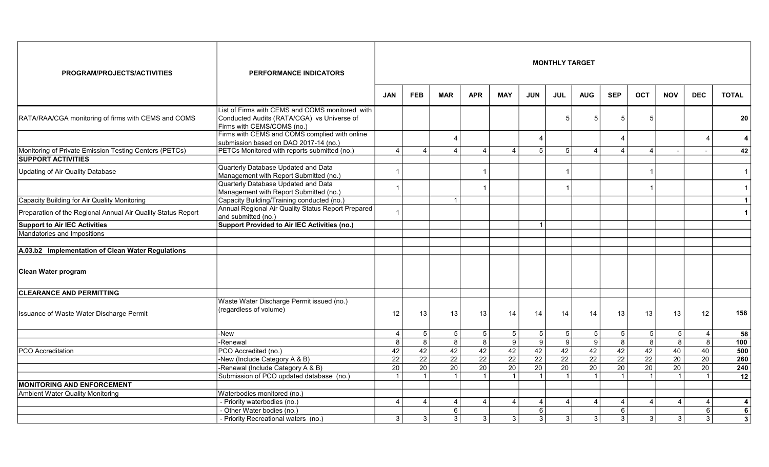| PROGRAM/PROJECTS/ACTIVITIES | PERFORMANCE INDICATORS | MONTHLY TARGET | | | | | | | | | | | | |
|---|---|---|---|---|---|---|---|---|---|---|---|---|---|---|
| | | JAN | FEB | MAR | APR | MAY | JUN | JUL | AUG | SEP | OCT | NOV | DEC | TOTAL |
| RATA/RAA/CGA monitoring of firms with CEMS and COMS | List of Firms with CEMS and COMS monitored with Conducted Audits (RATA/CGA) vs Universe of Firms with CEMS/COMS (no.) | | | | | | | 5 | 5 | 5 | 5 | | | **20** |
| | Firms with CEMS and COMS complied with online submission based on DAO 2017-14 (no.) | | | 4 | | | 4 | | | 4 | | | 4 | **4** |
| Monitoring of Private Emission Testing Centers (PETCs) | PETCs Monitored with reports submitted (no.) | 4 | 4 | 4 | 4 | 4 | 5 | 5 | 4 | 4 | 4 | - | - | **42** |
| **SUPPORT ACTIVITIES** | | | | | | | | | | | | | | |
| Updating of Air Quality Database | Quarterly Database Updated and Data Management with Report Submitted (no.) | 1 | | | 1 | | | 1 | | | 1 | | | 1 |
| | Quarterly Database Updated and Data Management with Report Submitted (no.) | 1 | | | 1 | | | 1 | | | 1 | | | 1 |
| Capacity Building for Air Quality Monitoring | Capacity Building/Training conducted (no.) | | | 1 | | | | | | | | | | **1** |
| Preparation of the Regional Annual Air Quality Status Report | Annual Regional Air Quality Status Report Prepared and submitted (no.) | 1 | | | | | | | | | | | | **1** |
| **Support to Air IEC Activities** | **Support Provided to Air IEC Activities (no.)** | | | | | | 1 | | | | | | | |
| Mandatories and Impositions | | | | | | | | | | | | | | |
| | | | | | | | | | | | | | | |
| **A.03.b2 Implementation of Clean Water Regulations** | | | | | | | | | | | | | | |
| **Clean Water program** | | | | | | | | | | | | | | |
| **CLEARANCE AND PERMITTING** | | | | | | | | | | | | | | |
| Issuance of Waste Water Discharge Permit | Waste Water Discharge Permit issued (no.) (regardless of volume) | 12 | 13 | 13 | 13 | 14 | 14 | 14 | 14 | 13 | 13 | 13 | 12 | **158** |
| | -New | 4 | 5 | 5 | 5 | 5 | 5 | 5 | 5 | 5 | 5 | 5 | 4 | **58** |
| | -Renewal | 8 | 8 | 8 | 8 | 9 | 9 | 9 | 9 | 8 | 8 | 8 | 8 | **100** |
| PCO Accreditation | PCO Accredited (no.) | 42 | 42 | 42 | 42 | 42 | 42 | 42 | 42 | 42 | 42 | 40 | 40 | **500** |
| | -New (Include Category A & B) | 22 | 22 | 22 | 22 | 22 | 22 | 22 | 22 | 22 | 22 | 20 | 20 | **260** |
| | -Renewal (Include Category A & B) | 20 | 20 | 20 | 20 | 20 | 20 | 20 | 20 | 20 | 20 | 20 | 20 | **240** |
| | Submission of PCO updated database (no.) | 1 | 1 | 1 | 1 | 1 | 1 | 1 | 1 | 1 | 1 | 1 | 1 | **12** |
| **MONITORING AND ENFORCEMENT** | | | | | | | | | | | | | | |
| Ambient Water Quality Monitoring | Waterbodies monitored (no.) | | | | | | | | | | | | | |
| | - Priority waterbodies (no.) | 4 | 4 | 4 | 4 | 4 | 4 | 4 | 4 | 4 | 4 | 4 | 4 | **4** |
| | - Other Water bodies (no.) | | | 6 | | | 6 | | | 6 | | | 6 | **6** |
| | - Priority Recreational waters (no.) | 3 | 3 | 3 | 3 | 3 | 3 | 3 | 3 | 3 | 3 | 3 | 3 | **3** |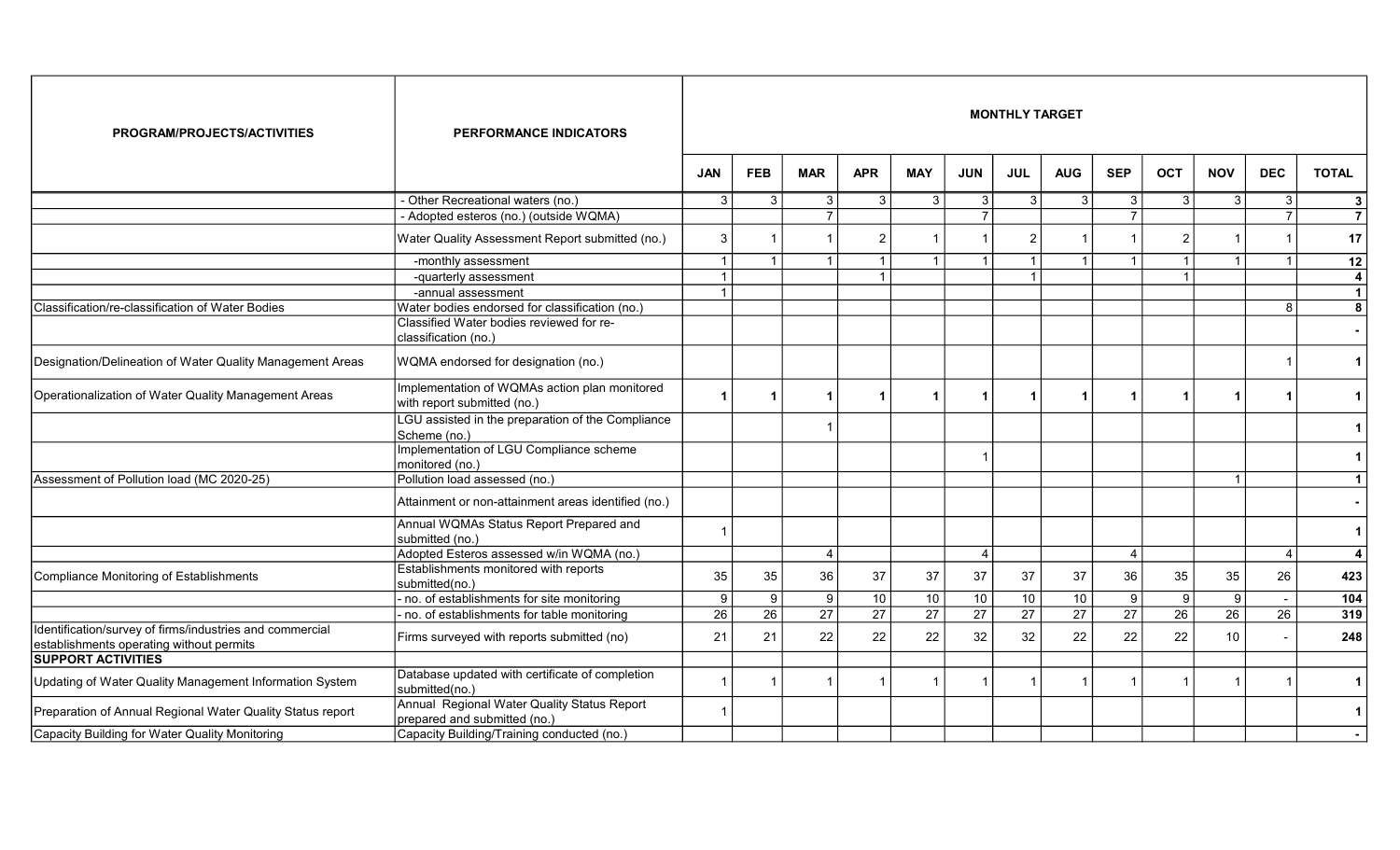| PROGRAM/PROJECTS/ACTIVITIES | PERFORMANCE INDICATORS | MONTHLY TARGET | | | | | | | | | | | | |
|---|---|---|---|---|---|---|---|---|---|---|---|---|---|---|
| | | JAN | FEB | MAR | APR | MAY | JUN | JUL | AUG | SEP | OCT | NOV | DEC | TOTAL |
| | - Other Recreational waters (no.) | 3 | 3 | 3 | 3 | 3 | 3 | 3 | 3 | 3 | 3 | 3 | 3 | **3** |
| | - Adopted esteros (no.) (outside WQMA) | | | 7 | | | 7 | | | 7 | | | 7 | **7** |
| | Water Quality Assessment Report submitted (no.) | 3 | 1 | 1 | 2 | 1 | 1 | 2 | 1 | 1 | 2 | 1 | 1 | **17** |
| | -monthly assessment | 1 | 1 | 1 | 1 | 1 | 1 | 1 | 1 | 1 | 1 | 1 | 1 | **12** |
| | -quarterly assessment | 1 | | | 1 | | | 1 | | | 1 | | | **4** |
| | -annual assessment | 1 | | | | | | | | | | | | **1** |
| Classification/re-classification of Water Bodies | Water bodies endorsed for classification (no.) | | | | | | | | | | | | 8 | **8** |
| | Classified Water bodies reviewed for re-classification (no.) | | | | | | | | | | | | | **-** |
| Designation/Delineation of Water Quality Management Areas | WQMA endorsed for designation (no.) | | | | | | | | | | | | 1 | **1** |
| Operationalization of Water Quality Management Areas | Implementation of WQMAs action plan monitored with report submitted (no.) | **1** | **1** | **1** | **1** | **1** | **1** | **1** | **1** | **1** | **1** | **1** | **1** | **1** |
| | LGU assisted in the preparation of the Compliance Scheme (no.) | | | 1 | | | | | | | | | | **1** |
| | Implementation of LGU Compliance scheme monitored (no.) | | | | | | 1 | | | | | | | **1** |
| Assessment of Pollution load (MC 2020-25) | Pollution load assessed (no.) | | | | | | | | | | | 1 | | **1** |
| | Attainment or non-attainment areas identified (no.) | | | | | | | | | | | | | **-** |
| | Annual WQMAs Status Report Prepared and submitted (no.) | 1 | | | | | | | | | | | | **1** |
| | Adopted Esteros assessed w/in WQMA (no.) | | | 4 | | | 4 | | | 4 | | | 4 | **4** |
| Compliance Monitoring of Establishments | Establishments monitored with reports submitted(no.) | 35 | 35 | 36 | 37 | 37 | 37 | 37 | 37 | 36 | 35 | 35 | 26 | **423** |
| | - no. of establishments for site monitoring | 9 | 9 | 9 | 10 | 10 | 10 | 10 | 10 | 9 | 9 | 9 | - | **104** |
| | - no. of establishments for table monitoring | 26 | 26 | 27 | 27 | 27 | 27 | 27 | 27 | 27 | 26 | 26 | 26 | **319** |
| Identification/survey of firms/industries and commercial establishments operating without permits | Firms surveyed with reports submitted (no) | 21 | 21 | 22 | 22 | 22 | 32 | 32 | 22 | 22 | 22 | 10 | - | **248** |
| **SUPPORT ACTIVITIES** | | | | | | | | | | | | | | |
| Updating of Water Quality Management Information System | Database updated with certificate of completion submitted(no.) | 1 | 1 | 1 | 1 | 1 | 1 | 1 | 1 | 1 | 1 | 1 | 1 | **1** |
| Preparation of Annual Regional Water Quality Status report | Annual Regional Water Quality Status Report prepared and submitted (no.) | 1 | | | | | | | | | | | | **1** |
| Capacity Building for Water Quality Monitoring | Capacity Building/Training conducted (no.) | | | | | | | | | | | | | **-** |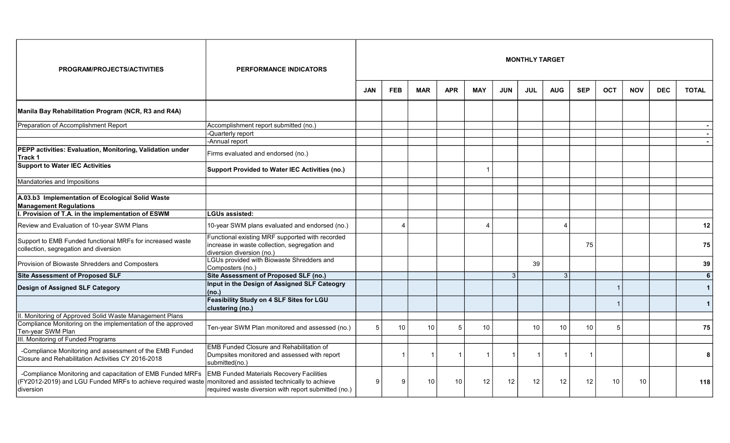| PROGRAM/PROJECTS/ACTIVITIES | PERFORMANCE INDICATORS | MONTHLY TARGET | | | | | | | | | | | | |
|---|---|---|---|---|---|---|---|---|---|---|---|---|---|---|
| | | JAN | FEB | MAR | APR | MAY | JUN | JUL | AUG | SEP | OCT | NOV | DEC | TOTAL |
| **Manila Bay Rehabilitation Program (NCR, R3 and R4A)** | | | | | | | | | | | | | | |
| Preparation of Accomplishment Report | Accomplishment report submitted (no.) | | | | | | | | | | | | | - |
| | -Quarterly report | | | | | | | | | | | | | - |
| | -Annual report | | | | | | | | | | | | | - |
| **PEPP activities: Evaluation, Monitoring, Validation under Track 1** | Firms evaluated and endorsed (no.) | | | | | | | | | | | | | |
| **Support to Water IEC Activities** | **Support Provided to Water IEC Activities (no.)** | | | | | 1 | | | | | | | | |
| Mandatories and Impositions | | | | | | | | | | | | | | |
| | | | | | | | | | | | | | | |
| **A.03.b3 Implementation of Ecological Solid Waste Management Regulations** | | | | | | | | | | | | | | |
| **I. Provision of T.A. in the implementation of ESWM** | **LGUs assisted:** | | | | | | | | | | | | | |
| Review and Evaluation of 10-year SWM Plans | 10-year SWM plans evaluated and endorsed (no.) | | 4 | | | 4 | | | 4 | | | | | **12** |
| Support to EMB Funded functional MRFs for increased waste collection, segregation and diversion | Functional existing MRF supported with recorded increase in waste collection, segregation and diversion diversion (no.) | | | | | | | | | 75 | | | | **75** |
| Provision of Biowaste Shredders and Composters | LGUs provided with Biowaste Shredders and Composters (no.) | | | | | | | 39 | | | | | | **39** |
| **Site Assessment of Proposed SLF** | **Site Assessment of Proposed SLF (no.)** | | | | | | 3 | | 3 | | | | | **6** |
| **Design of Assigned SLF Category** | **Input in the Design of Assigned SLF Cateogry (no.)** | | | | | | | | | | 1 | | | **1** |
| | **Feasibility Study on 4 SLF Sites for LGU clustering (no.)** | | | | | | | | | | 1 | | | **1** |
| II. Monitoring of Approved Solid Waste Management Plans | | | | | | | | | | | | | | |
| Compliance Monitoring on the implementation of the approved Ten-year SWM Plan | Ten-year SWM Plan monitored and assessed (no.) | 5 | 10 | 10 | 5 | 10 | | 10 | 10 | 10 | 5 | | | **75** |
| III. Monitoring of Funded Programs | | | | | | | | | | | | | | |
| -Compliance Monitoring and assessment of the EMB Funded Closure and Rehabilitation Activities CY 2016-2018 | EMB Funded Closure and Rehabilitation of Dumpsites monitored and assessed with report submitted(no.) | | 1 | 1 | 1 | 1 | 1 | 1 | 1 | 1 | | | | **8** |
| -Compliance Monitoring and capacitation of EMB Funded MRFs (FY2012-2019) and LGU Funded MRFs to achieve required waste diversion | EMB Funded Materials Recovery Facilities monitored and assisted technically to achieve required waste diversion with report submitted (no.) | 9 | 9 | 10 | 10 | 12 | 12 | 12 | 12 | 12 | 10 | 10 | | **118** |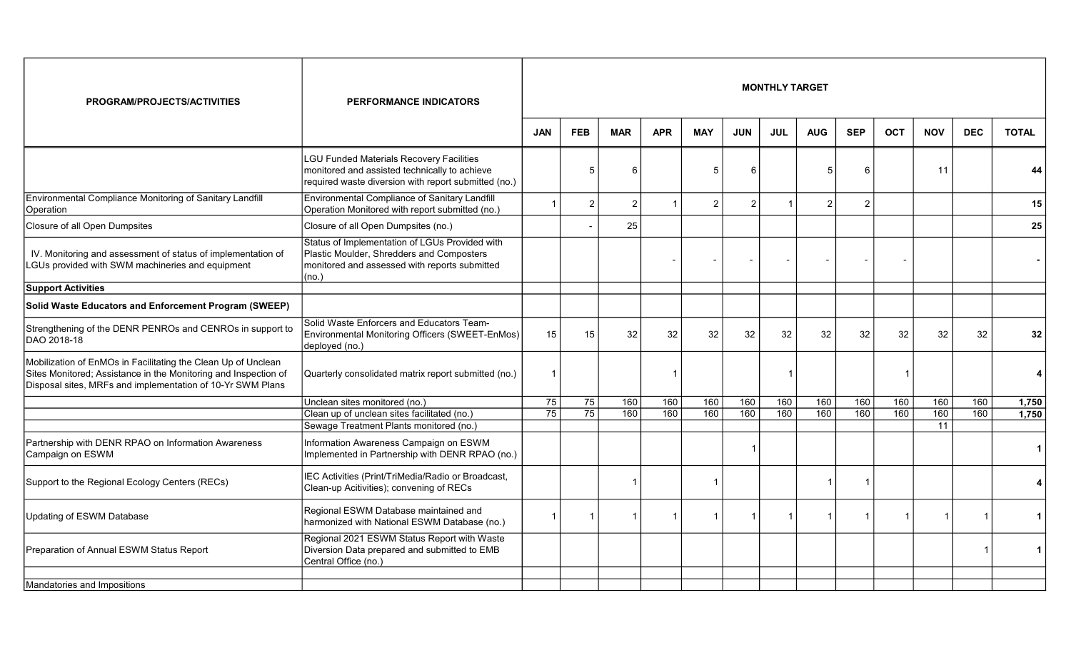| PROGRAM/PROJECTS/ACTIVITIES | PERFORMANCE INDICATORS | MONTHLY TARGET | | | | | | | | | | | | |
|---|---|---|---|---|---|---|---|---|---|---|---|---|---|---|
| | | JAN | FEB | MAR | APR | MAY | JUN | JUL | AUG | SEP | OCT | NOV | DEC | TOTAL |
| | LGU Funded Materials Recovery Facilities monitored and assisted technically to achieve required waste diversion with report submitted (no.) | | 5 | 6 | | 5 | 6 | | 5 | 6 | | 11 | | 44 |
| Environmental Compliance Monitoring of Sanitary Landfill Operation | Environmental Compliance of Sanitary Landfill Operation Monitored with report submitted (no.) | 1 | 2 | 2 | 1 | 2 | 2 | 1 | 2 | 2 | | | | 15 |
| Closure of all Open Dumpsites | Closure of all Open Dumpsites (no.) | | - | 25 | | | | | | | | | | 25 |
| IV. Monitoring and assessment of status of implementation of LGUs provided with SWM machineries and equipment | Status of Implementation of LGUs Provided with Plastic Moulder, Shredders and Composters monitored and assessed with reports submitted (no.) | | | | - | - | - | - | - | - | - | | | - |
| **Support Activities** | | | | | | | | | | | | | | |
| **Solid Waste Educators and Enforcement Program (SWEEP)** | | | | | | | | | | | | | | |
| Strengthening of the DENR PENROs and CENROs in support to DAO 2018-18 | Solid Waste Enforcers and Educators Team-Environmental Monitoring Officers (SWEET-EnMos) deployed (no.) | 15 | 15 | 32 | 32 | 32 | 32 | 32 | 32 | 32 | 32 | 32 | 32 | 32 |
| Mobilization of EnMOs in Facilitating the Clean Up of Unclean Sites Monitored; Assistance in the Monitoring and Inspection of Disposal sites, MRFs and implementation of 10-Yr SWM Plans | Quarterly consolidated matrix report submitted (no.) | 1 | | | 1 | | | 1 | | | 1 | | | 4 |
| | Unclean sites monitored (no.) | 75 | 75 | 160 | 160 | 160 | 160 | 160 | 160 | 160 | 160 | 160 | 160 | 1,750 |
| | Clean up of unclean sites facilitated (no.) | 75 | 75 | 160 | 160 | 160 | 160 | 160 | 160 | 160 | 160 | 160 | 160 | 1,750 |
| | Sewage Treatment Plants monitored (no.) | | | | | | | | | | | 11 | | |
| Partnership with DENR RPAO on Information Awareness Campaign on ESWM | Information Awareness Campaign on ESWM Implemented in Partnership with DENR RPAO (no.) | | | | | | 1 | | | | | | | 1 |
| Support to the Regional Ecology Centers (RECs) | IEC Activities (Print/TriMedia/Radio or Broadcast, Clean-up Acitivities); convening of RECs | | | 1 | | 1 | | | 1 | 1 | | | | 4 |
| Updating of ESWM Database | Regional ESWM Database maintained and harmonized with National ESWM Database (no.) | 1 | 1 | 1 | 1 | 1 | 1 | 1 | 1 | 1 | 1 | 1 | 1 | 1 |
| Preparation of Annual ESWM Status Report | Regional 2021 ESWM Status Report with Waste Diversion Data prepared and submitted to EMB Central Office (no.) | | | | | | | | | | | | 1 | 1 |
| | | | | | | | | | | | | | | |
| Mandatories and Impositions | | | | | | | | | | | | | | |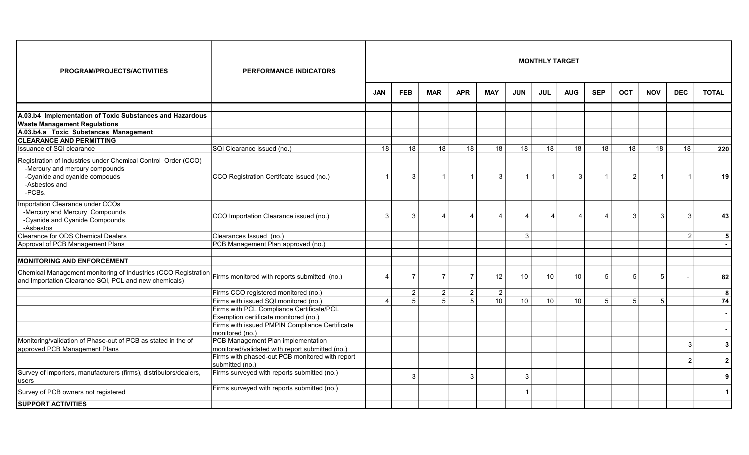| PROGRAM/PROJECTS/ACTIVITIES | PERFORMANCE INDICATORS | MONTHLY TARGET | | | | | | | | | | | | |
|---|---|---|---|---|---|---|---|---|---|---|---|---|---|---|
| | | JAN | FEB | MAR | APR | MAY | JUN | JUL | AUG | SEP | OCT | NOV | DEC | TOTAL |
| | | | | | | | | | | | | | | |
| **A.03.b4 Implementation of Toxic Substances and Hazardous Waste Management Regulations** | | | | | | | | | | | | | | |
| **A.03.b4.a Toxic Substances Management** | | | | | | | | | | | | | | |
| **CLEARANCE AND PERMITTING** | | | | | | | | | | | | | | |
| Issuance of SQI clearance | SQI Clearance issued (no.) | 18 | 18 | 18 | 18 | 18 | 18 | 18 | 18 | 18 | 18 | 18 | 18 | **220** |
| Registration of Industries under Chemical Control Order (CCO)<br>-Mercury and mercury compounds<br>-Cyanide and cyanide compouds<br>-Asbestos and<br>-PCBs. | CCO Registration Certifcate issued (no.) | 1 | 3 | 1 | 1 | 3 | 1 | 1 | 3 | 1 | 2 | 1 | 1 | **19** |
| Importation Clearance under CCOs<br>-Mercury and Mercury Compounds<br>-Cyanide and Cyanide Compounds<br>-Asbestos | CCO Importation Clearance issued (no.) | 3 | 3 | 4 | 4 | 4 | 4 | 4 | 4 | 4 | 3 | 3 | 3 | **43** |
| Clearance for ODS Chemical Dealers | Clearances Issued (no.) | | | | | | 3 | | | | | | 2 | **5** |
| Approval of PCB Management Plans | PCB Management Plan approved (no.) | | | | | | | | | | | | | **-** |
| | | | | | | | | | | | | | | |
| **MONITORING AND ENFORCEMENT** | | | | | | | | | | | | | | |
| Chemical Management monitoring of Industries (CCO Registration and Importation Clearance SQI, PCL and new chemicals) | Firms monitored with reports submitted (no.) | 4 | 7 | 7 | 7 | 12 | 10 | 10 | 10 | 5 | 5 | 5 | - | **82** |
| | Firms CCO registered monitored (no.) | | 2 | 2 | 2 | 2 | | | | | | | | **8** |
| | Firms with issued SQI monitored (no.) | 4 | 5 | 5 | 5 | 10 | 10 | 10 | 10 | 5 | 5 | 5 | | **74** |
| | Firms with PCL Compliance Certificate/PCL Exemption certificate monitored (no.) | | | | | | | | | | | | | **-** |
| | Firms with issued PMPIN Compliance Certificate monitored (no.) | | | | | | | | | | | | | **-** |
| Monitoring/validation of Phase-out of PCB as stated in the of approved PCB Management Plans | PCB Management Plan implementation monitored/validated with report submitted (no.) | | | | | | | | | | | | 3 | **3** |
| | Firms with phased-out PCB monitored with report submitted (no.) | | | | | | | | | | | | 2 | **2** |
| Survey of importers, manufacturers (firms), distributors/dealers, users | Firms surveyed with reports submitted (no.) | | 3 | | 3 | | 3 | | | | | | | **9** |
| Survey of PCB owners not registered | Firms surveyed with reports submitted (no.) | | | | | | 1 | | | | | | | **1** |
| **SUPPORT ACTIVITIES** | | | | | | | | | | | | | | |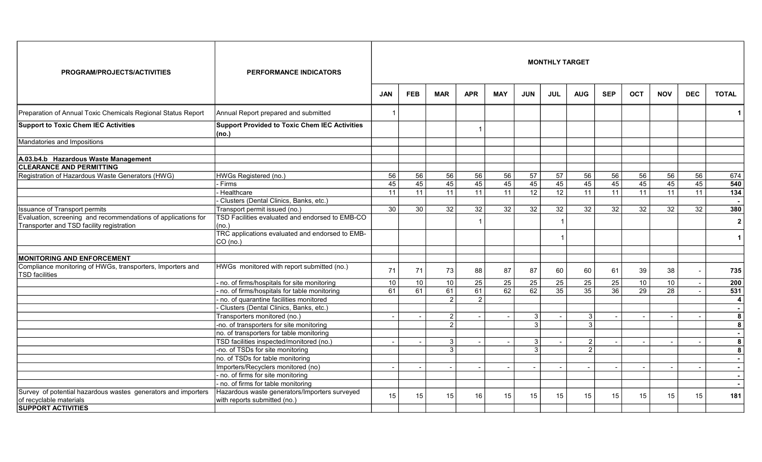| PROGRAM/PROJECTS/ACTIVITIES | PERFORMANCE INDICATORS | MONTHLY TARGET | | | | | | | | | | | | |
|---|---|---|---|---|---|---|---|---|---|---|---|---|---|---|
| | | JAN | FEB | MAR | APR | MAY | JUN | JUL | AUG | SEP | OCT | NOV | DEC | TOTAL |
| Preparation of Annual Toxic Chemicals Regional Status Report | Annual Report prepared and submitted | 1 | | | | | | | | | | | | 1 |
| **Support to Toxic Chem IEC Activities** | **Support Provided to Toxic Chem IEC Activities (no.)** | | | | 1 | | | | | | | | | |
| Mandatories and Impositions | | | | | | | | | | | | | | |
| | | | | | | | | | | | | | | |
| **A.03.b4.b Hazardous Waste Management** | | | | | | | | | | | | | | |
| **CLEARANCE AND PERMITTING** | | | | | | | | | | | | | | |
| Registration of Hazardous Waste Generators (HWG) | HWGs Registered (no.) | 56 | 56 | 56 | 56 | 56 | 57 | 57 | 56 | 56 | 56 | 56 | 56 | 674 |
| | - Firms | 45 | 45 | 45 | 45 | 45 | 45 | 45 | 45 | 45 | 45 | 45 | 45 | **540** |
| | - Healthcare | 11 | 11 | 11 | 11 | 11 | 12 | 12 | 11 | 11 | 11 | 11 | 11 | **134** |
| | - Clusters (Dental Clinics, Banks, etc.) | | | | | | | | | | | | | **-** |
| Issuance of Transport permits | Transport permit issued (no.) | 30 | 30 | 32 | 32 | 32 | 32 | 32 | 32 | 32 | 32 | 32 | 32 | 380 |
| Evaluation, screening and recommendations of applications for Transporter and TSD facility registration | TSD Facilities evaluated and endorsed to EMB-CO (no.) | | | | 1 | | | 1 | | | | | | **2** |
| | TRC applications evaluated and endorsed to EMB-CO (no.) | | | | | | | 1 | | | | | | **1** |
| | | | | | | | | | | | | | | |
| **MONITORING AND ENFORCEMENT** | | | | | | | | | | | | | | |
| Compliance monitoring of HWGs, transporters, Importers and TSD facilities | HWGs monitored with report submitted (no.) | 71 | 71 | 73 | 88 | 87 | 87 | 60 | 60 | 61 | 39 | 38 | - | **735** |
| | - no. of firms/hospitals for site monitoring | 10 | 10 | 10 | 25 | 25 | 25 | 25 | 25 | 25 | 10 | 10 | - | **200** |
| | - no. of firms/hospitals for table monitoring | 61 | 61 | 61 | 61 | 62 | 62 | 35 | 35 | 36 | 29 | 28 | - | **531** |
| | - no. of quarantine facilities monitored | | | 2 | 2 | | | | | | | | | **4** |
| | - Clusters (Dental Clinics, Banks, etc.) | | | | | | | | | | | | | **-** |
| | Transporters monitored (no.) | - | - | 2 | - | - | 3 | - | 3 | - | - | - | - | **8** |
| | -no. of transporters for site monitoring | | | 2 | | | 3 | | 3 | | | | | **8** |
| | no. of transporters for table monitoring | | | | | | | | | | | | | **-** |
| | TSD facilities inspected/monitored (no.) | - | - | 3 | - | - | 3 | - | 2 | - | - | - | - | **8** |
| | -no. of TSDs for site monitoring | | | 3 | | | 3 | | 2 | | | | | **8** |
| | no. of TSDs for table monitoring | | | | | | | | | | | | | **-** |
| | Importers/Recyclers monitored (no) | - | - | - | - | - | - | - | - | - | - | - | - | **-** |
| | - no. of firms for site monitoring | | | | | | | | | | | | | **-** |
| | - no. of firms for table monitoring | | | | | | | | | | | | | **-** |
| Survey of potential hazardous wastes generators and importers of recyclable materials | Hazardous waste generators/Importers surveyed with reports submitted (no.) | 15 | 15 | 15 | 16 | 15 | 15 | 15 | 15 | 15 | 15 | 15 | 15 | **181** |
| **SUPPORT ACTIVITIES** | | | | | | | | | | | | | | |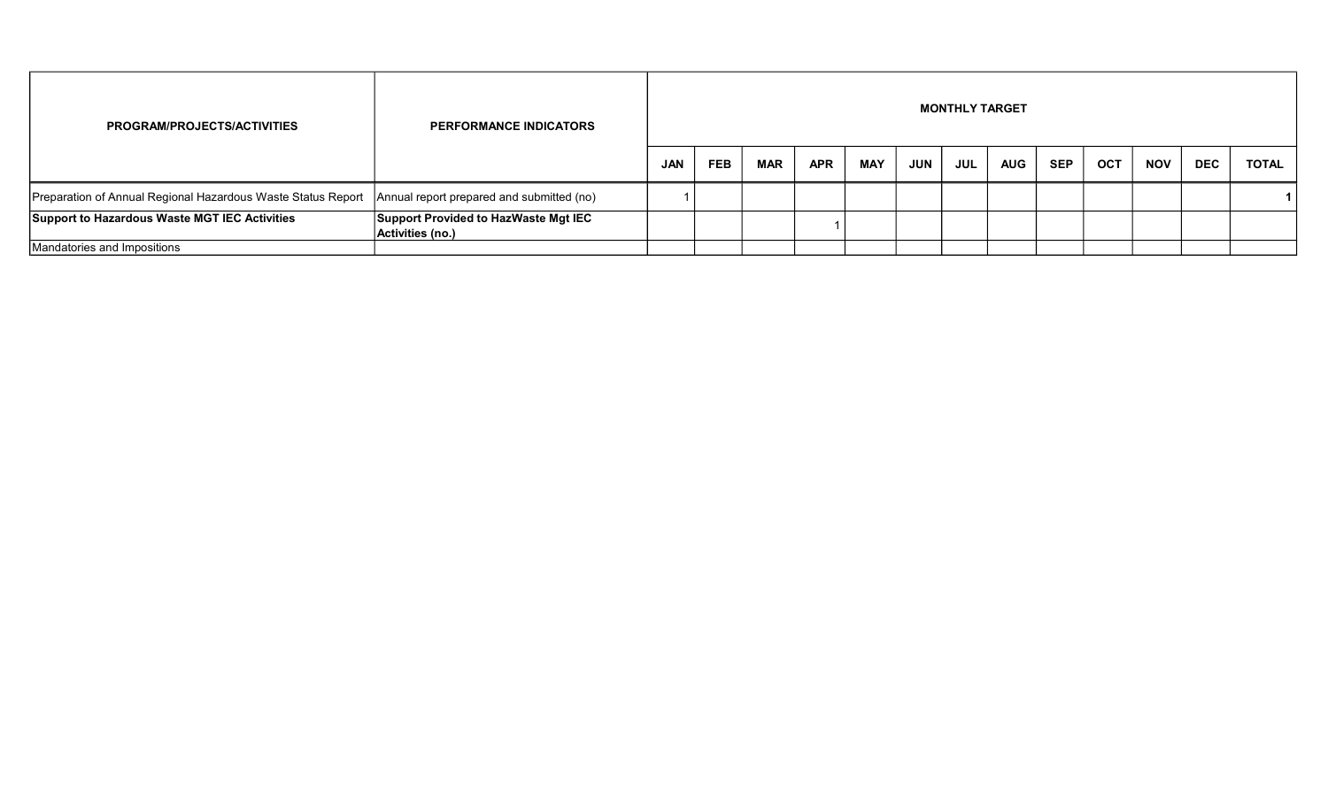| PROGRAM/PROJECTS/ACTIVITIES | PERFORMANCE INDICATORS | MONTHLY TARGET | | | | | | | | | | | | |
|---|---|---|---|---|---|---|---|---|---|---|---|---|---|---|
| | | JAN | FEB | MAR | APR | MAY | JUN | JUL | AUG | SEP | OCT | NOV | DEC | TOTAL |
| Preparation of Annual Regional Hazardous Waste Status Report | Annual report prepared and submitted (no) | 1 | | | | | | | | | | | | 1 |
| **Support to Hazardous Waste MGT IEC Activities** | **Support Provided to HazWaste Mgt IEC Activities (no.)** | | | | 1 | | | | | | | | | |
| Mandatories and Impositions | | | | | | | | | | | | | | |